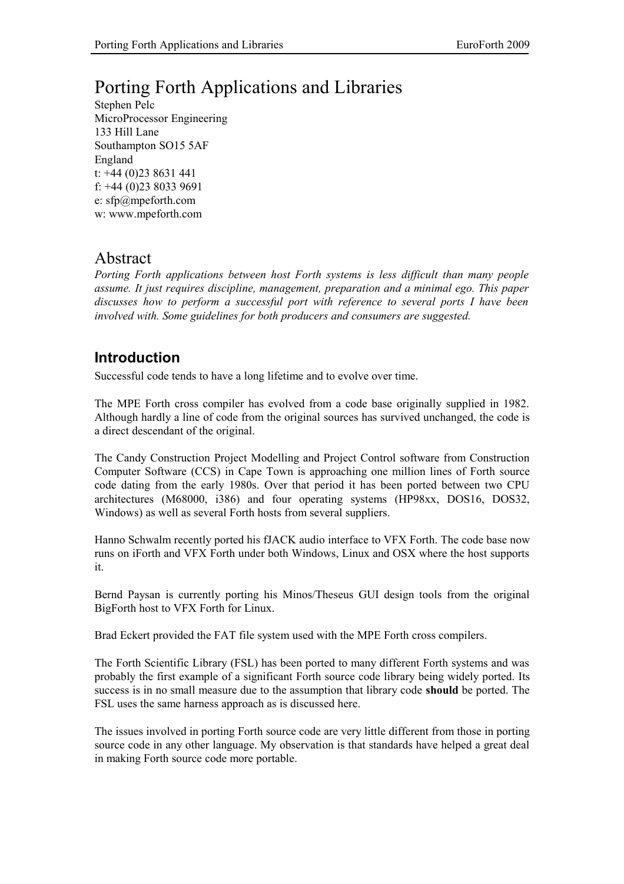# Porting Forth Applications and Libraries

Stephen Pelc
MicroProcessor Engineering
133 Hill Lane
Southampton SO15 5AF
England
t: +44 (0)23 8631 441
f: +44 (0)23 8033 9691
e: sfp@mpeforth.com
w: www.mpeforth.com

## Abstract

*Porting Forth applications between host Forth systems is less difficult than many people assume. It just requires discipline, management, preparation and a minimal ego. This paper discusses how to perform a successful port with reference to several ports I have been involved with. Some guidelines for both producers and consumers are suggested.*

## Introduction

Successful code tends to have a long lifetime and to evolve over time.

The MPE Forth cross compiler has evolved from a code base originally supplied in 1982. Although hardly a line of code from the original sources has survived unchanged, the code is a direct descendant of the original.

The Candy Construction Project Modelling and Project Control software from Construction Computer Software (CCS) in Cape Town is approaching one million lines of Forth source code dating from the early 1980s. Over that period it has been ported between two CPU architectures (M68000, i386) and four operating systems (HP98xx, DOS16, DOS32, Windows) as well as several Forth hosts from several suppliers.

Hanno Schwalm recently ported his fJACK audio interface to VFX Forth. The code base now runs on iForth and VFX Forth under both Windows, Linux and OSX where the host supports it.

Bernd Paysan is currently porting his Minos/Theseus GUI design tools from the original BigForth host to VFX Forth for Linux.

Brad Eckert provided the FAT file system used with the MPE Forth cross compilers.

The Forth Scientific Library (FSL) has been ported to many different Forth systems and was probably the first example of a significant Forth source code library being widely ported. Its success is in no small measure due to the assumption that library code **should** be ported. The FSL uses the same harness approach as is discussed here.

The issues involved in porting Forth source code are very little different from those in porting source code in any other language. My observation is that standards have helped a great deal in making Forth source code more portable.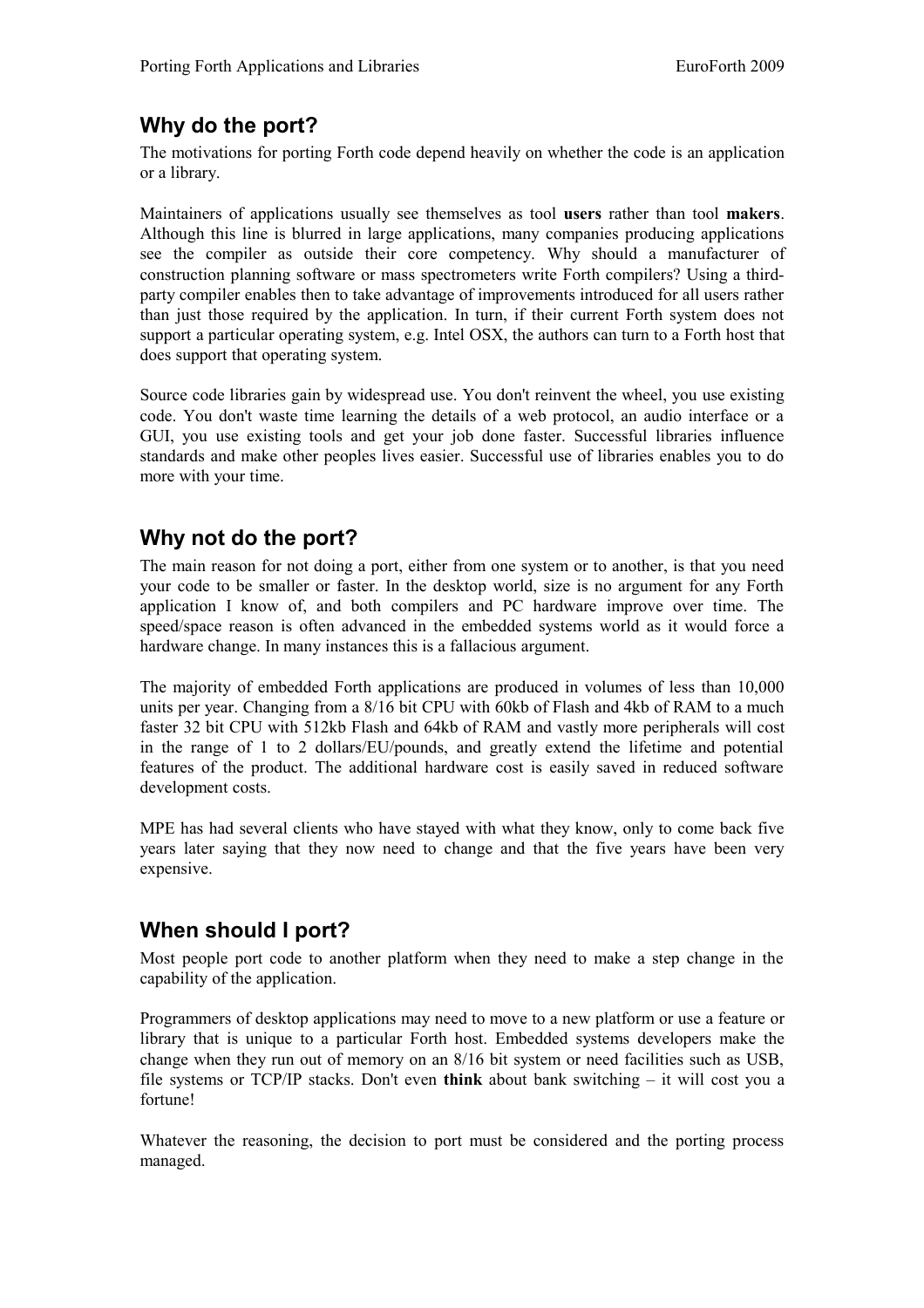## Why do the port?

The motivations for porting Forth code depend heavily on whether the code is an application or a library.

Maintainers of applications usually see themselves as tool **users** rather than tool **makers**. Although this line is blurred in large applications, many companies producing applications see the compiler as outside their core competency. Why should a manufacturer of construction planning software or mass spectrometers write Forth compilers? Using a third-party compiler enables then to take advantage of improvements introduced for all users rather than just those required by the application. In turn, if their current Forth system does not support a particular operating system, e.g. Intel OSX, the authors can turn to a Forth host that does support that operating system.

Source code libraries gain by widespread use. You don't reinvent the wheel, you use existing code. You don't waste time learning the details of a web protocol, an audio interface or a GUI, you use existing tools and get your job done faster. Successful libraries influence standards and make other peoples lives easier. Successful use of libraries enables you to do more with your time.

## Why not do the port?

The main reason for not doing a port, either from one system or to another, is that you need your code to be smaller or faster. In the desktop world, size is no argument for any Forth application I know of, and both compilers and PC hardware improve over time. The speed/space reason is often advanced in the embedded systems world as it would force a hardware change. In many instances this is a fallacious argument.

The majority of embedded Forth applications are produced in volumes of less than 10,000 units per year. Changing from a 8/16 bit CPU with 60kb of Flash and 4kb of RAM to a much faster 32 bit CPU with 512kb Flash and 64kb of RAM and vastly more peripherals will cost in the range of 1 to 2 dollars/EU/pounds, and greatly extend the lifetime and potential features of the product. The additional hardware cost is easily saved in reduced software development costs.

MPE has had several clients who have stayed with what they know, only to come back five years later saying that they now need to change and that the five years have been very expensive.

## When should I port?

Most people port code to another platform when they need to make a step change in the capability of the application.

Programmers of desktop applications may need to move to a new platform or use a feature or library that is unique to a particular Forth host. Embedded systems developers make the change when they run out of memory on an 8/16 bit system or need facilities such as USB, file systems or TCP/IP stacks. Don't even **think** about bank switching – it will cost you a fortune!

Whatever the reasoning, the decision to port must be considered and the porting process managed.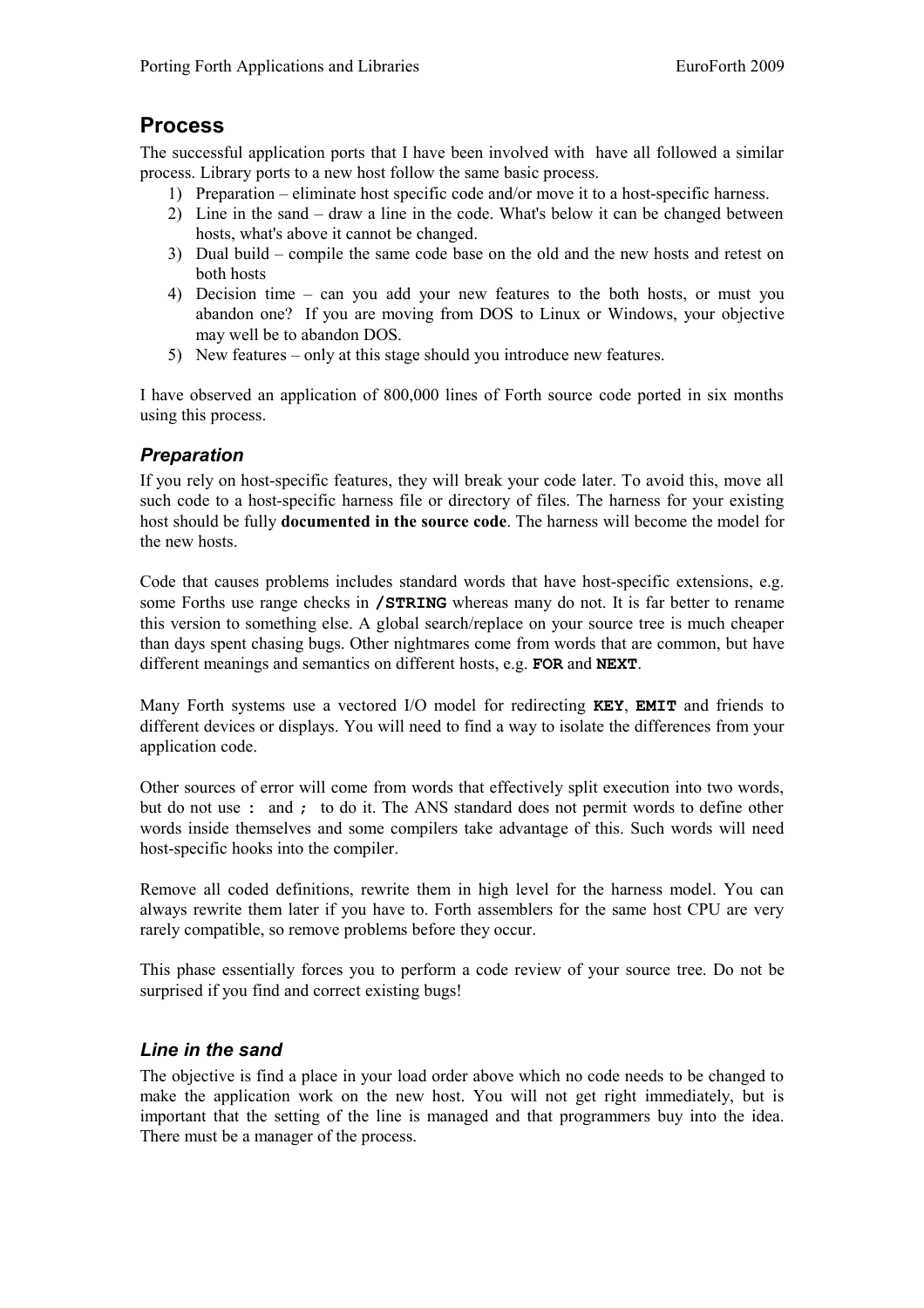## Process

The successful application ports that I have been involved with have all followed a similar process. Library ports to a new host follow the same basic process.

1) Preparation – eliminate host specific code and/or move it to a host-specific harness.
2) Line in the sand – draw a line in the code. What's below it can be changed between hosts, what's above it cannot be changed.
3) Dual build – compile the same code base on the old and the new hosts and retest on both hosts
4) Decision time – can you add your new features to the both hosts, or must you abandon one? If you are moving from DOS to Linux or Windows, your objective may well be to abandon DOS.
5) New features – only at this stage should you introduce new features.

I have observed an application of 800,000 lines of Forth source code ported in six months using this process.

### *Preparation*

If you rely on host-specific features, they will break your code later. To avoid this, move all such code to a host-specific harness file or directory of files. The harness for your existing host should be fully **documented in the source code**. The harness will become the model for the new hosts.

Code that causes problems includes standard words that have host-specific extensions, e.g. some Forths use range checks in **`/STRING`** whereas many do not. It is far better to rename this version to something else. A global search/replace on your source tree is much cheaper than days spent chasing bugs. Other nightmares come from words that are common, but have different meanings and semantics on different hosts, e.g. **`FOR`** and **`NEXT`**.

Many Forth systems use a vectored I/O model for redirecting **`KEY`**, **`EMIT`** and friends to different devices or displays. You will need to find a way to isolate the differences from your application code.

Other sources of error will come from words that effectively split execution into two words, but do not use `:` and `;` to do it. The ANS standard does not permit words to define other words inside themselves and some compilers take advantage of this. Such words will need host-specific hooks into the compiler.

Remove all coded definitions, rewrite them in high level for the harness model. You can always rewrite them later if you have to. Forth assemblers for the same host CPU are very rarely compatible, so remove problems before they occur.

This phase essentially forces you to perform a code review of your source tree. Do not be surprised if you find and correct existing bugs!

### *Line in the sand*

The objective is find a place in your load order above which no code needs to be changed to make the application work on the new host. You will not get right immediately, but is important that the setting of the line is managed and that programmers buy into the idea. There must be a manager of the process.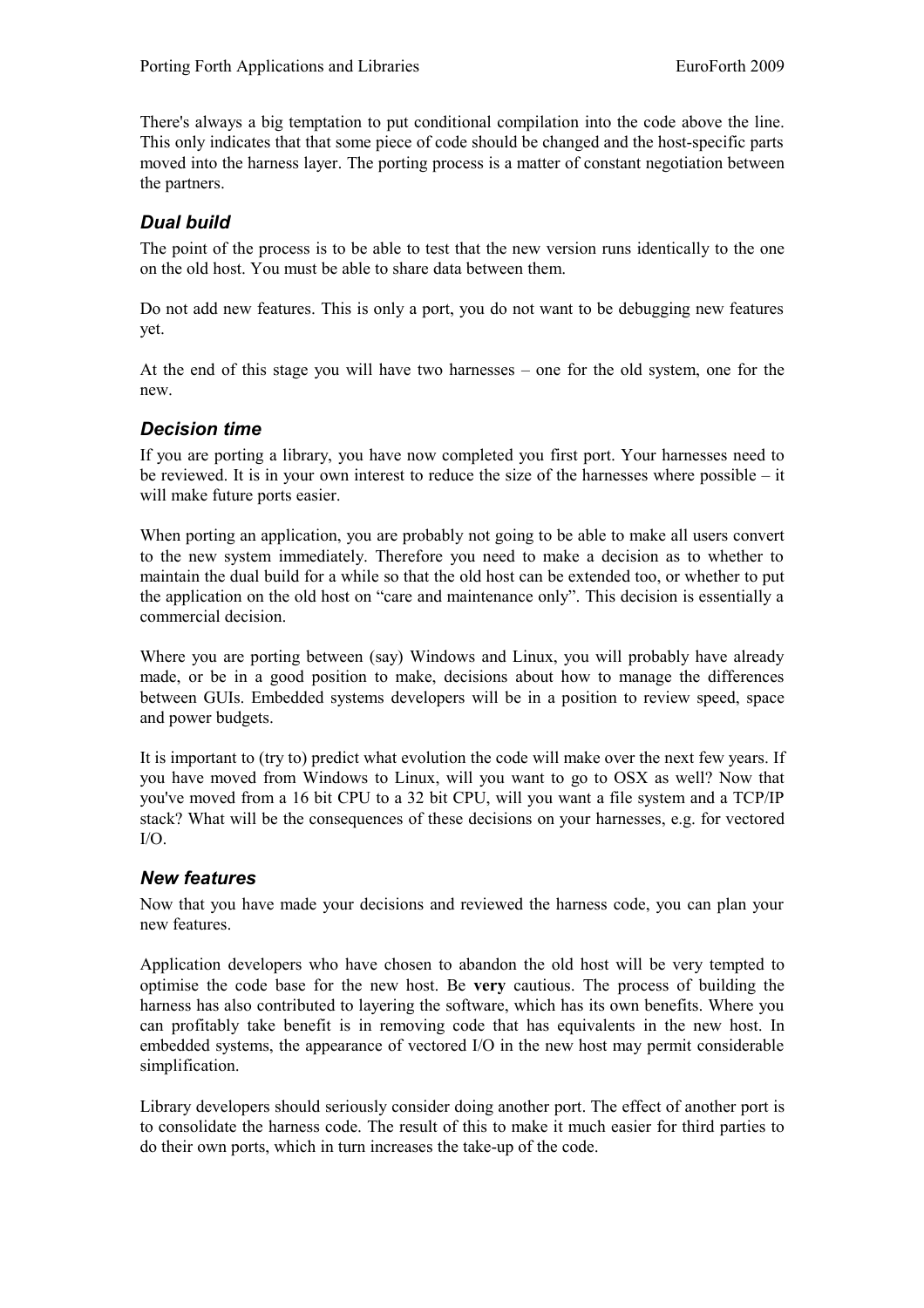There's always a big temptation to put conditional compilation into the code above the line. This only indicates that that some piece of code should be changed and the host-specific parts moved into the harness layer. The porting process is a matter of constant negotiation between the partners.

### *Dual build*

The point of the process is to be able to test that the new version runs identically to the one on the old host. You must be able to share data between them.

Do not add new features. This is only a port, you do not want to be debugging new features yet.

At the end of this stage you will have two harnesses – one for the old system, one for the new.

### *Decision time*

If you are porting a library, you have now completed you first port. Your harnesses need to be reviewed. It is in your own interest to reduce the size of the harnesses where possible – it will make future ports easier.

When porting an application, you are probably not going to be able to make all users convert to the new system immediately. Therefore you need to make a decision as to whether to maintain the dual build for a while so that the old host can be extended too, or whether to put the application on the old host on "care and maintenance only". This decision is essentially a commercial decision.

Where you are porting between (say) Windows and Linux, you will probably have already made, or be in a good position to make, decisions about how to manage the differences between GUIs. Embedded systems developers will be in a position to review speed, space and power budgets.

It is important to (try to) predict what evolution the code will make over the next few years. If you have moved from Windows to Linux, will you want to go to OSX as well? Now that you've moved from a 16 bit CPU to a 32 bit CPU, will you want a file system and a TCP/IP stack? What will be the consequences of these decisions on your harnesses, e.g. for vectored I/O.

### *New features*

Now that you have made your decisions and reviewed the harness code, you can plan your new features.

Application developers who have chosen to abandon the old host will be very tempted to optimise the code base for the new host. Be **very** cautious. The process of building the harness has also contributed to layering the software, which has its own benefits. Where you can profitably take benefit is in removing code that has equivalents in the new host. In embedded systems, the appearance of vectored I/O in the new host may permit considerable simplification.

Library developers should seriously consider doing another port. The effect of another port is to consolidate the harness code. The result of this to make it much easier for third parties to do their own ports, which in turn increases the take-up of the code.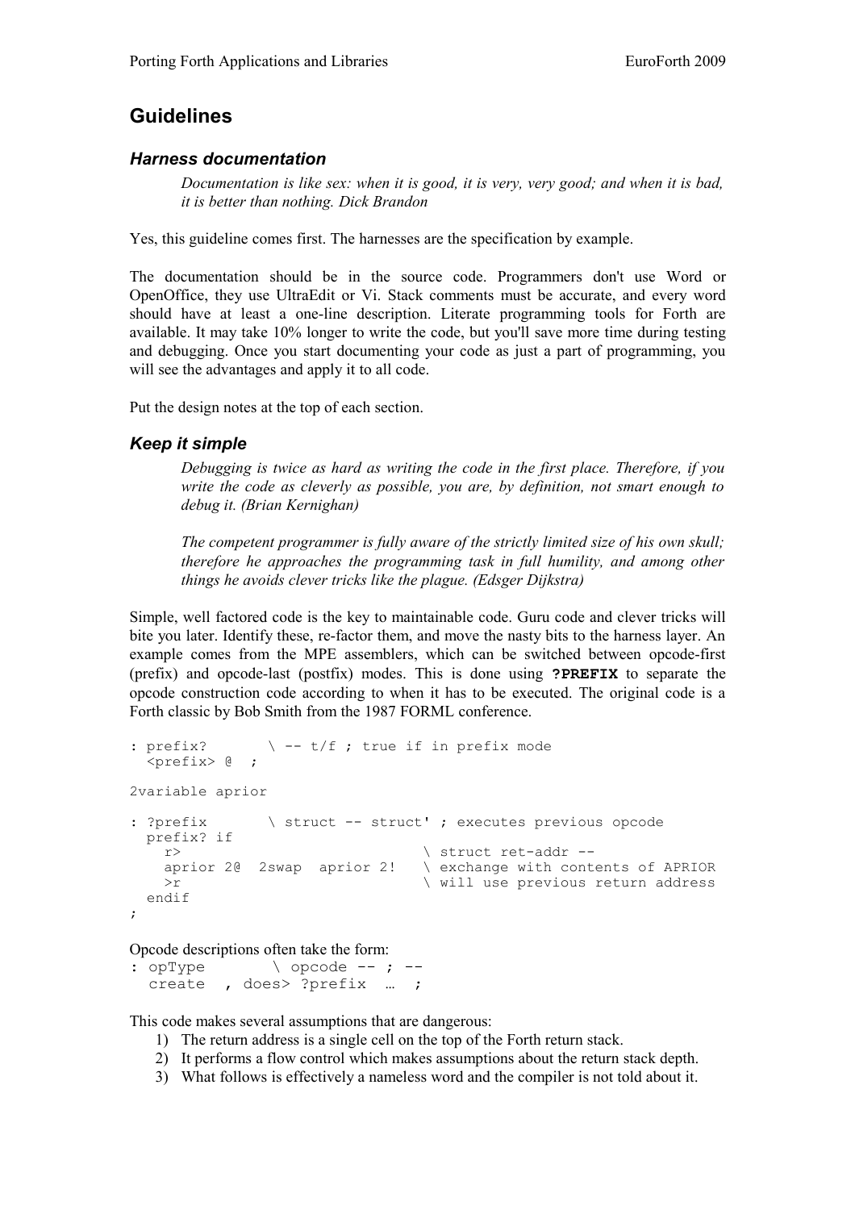## Guidelines

### *Harness documentation*

> *Documentation is like sex: when it is good, it is very, very good; and when it is bad, it is better than nothing. Dick Brandon*

Yes, this guideline comes first. The harnesses are the specification by example.

The documentation should be in the source code. Programmers don't use Word or OpenOffice, they use UltraEdit or Vi. Stack comments must be accurate, and every word should have at least a one-line description. Literate programming tools for Forth are available. It may take 10% longer to write the code, but you'll save more time during testing and debugging. Once you start documenting your code as just a part of programming, you will see the advantages and apply it to all code.

Put the design notes at the top of each section.

### *Keep it simple*

> *Debugging is twice as hard as writing the code in the first place. Therefore, if you write the code as cleverly as possible, you are, by definition, not smart enough to debug it. (Brian Kernighan)*
>
> *The competent programmer is fully aware of the strictly limited size of his own skull; therefore he approaches the programming task in full humility, and among other things he avoids clever tricks like the plague. (Edsger Dijkstra)*

Simple, well factored code is the key to maintainable code. Guru code and clever tricks will bite you later. Identify these, re-factor them, and move the nasty bits to the harness layer. An example comes from the MPE assemblers, which can be switched between opcode-first (prefix) and opcode-last (postfix) modes. This is done using **`?PREFIX`** to separate the opcode construction code according to when it has to be executed. The original code is a Forth classic by Bob Smith from the 1987 FORML conference.

```
: prefix?       \ -- t/f ; true if in prefix mode
  <prefix> @  ;

2variable aprior

: ?prefix       \ struct -- struct' ; executes previous opcode
  prefix? if
    r>                          \ struct ret-addr --
    aprior 2@  2swap  aprior 2!   \ exchange with contents of APRIOR
    >r                          \ will use previous return address
  endif
;
```

Opcode descriptions often take the form:

```
: opType        \ opcode -- ; --
  create  , does> ?prefix  …  ;
```

This code makes several assumptions that are dangerous:

1) The return address is a single cell on the top of the Forth return stack.
2) It performs a flow control which makes assumptions about the return stack depth.
3) What follows is effectively a nameless word and the compiler is not told about it.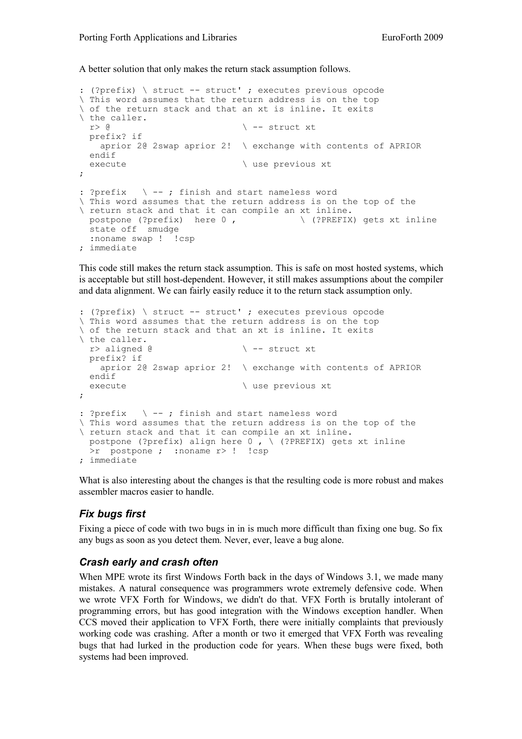A better solution that only makes the return stack assumption follows.

```
: (?prefix) \ struct -- struct' ; executes previous opcode
\ This word assumes that the return address is on the top
\ of the return stack and that an xt is inline. It exits
\ the caller.
  r> @                        \ -- struct xt
  prefix? if
    aprior 2@ 2swap aprior 2!  \ exchange with contents of APRIOR
  endif
  execute                     \ use previous xt
;

: ?prefix   \ -- ; finish and start nameless word
\ This word assumes that the return address is on the top of the
\ return stack and that it can compile an xt inline.
  postpone (?prefix)  here 0 ,             \ (?PREFIX) gets xt inline
  state off  smudge
  :noname swap !  !csp
; immediate
```

This code still makes the return stack assumption. This is safe on most hosted systems, which is acceptable but still host-dependent. However, it still makes assumptions about the compiler and data alignment. We can fairly easily reduce it to the return stack assumption only.

```
: (?prefix) \ struct -- struct' ; executes previous opcode
\ This word assumes that the return address is on the top
\ of the return stack and that an xt is inline. It exits
\ the caller.
  r> aligned @                \ -- struct xt
  prefix? if
    aprior 2@ 2swap aprior 2!  \ exchange with contents of APRIOR
  endif
  execute                     \ use previous xt
;

: ?prefix   \ -- ; finish and start nameless word
\ This word assumes that the return address is on the top of the
\ return stack and that it can compile an xt inline.
  postpone (?prefix) align here 0 , \ (?PREFIX) gets xt inline
  >r  postpone ;  :noname r> !  !csp
; immediate
```

What is also interesting about the changes is that the resulting code is more robust and makes assembler macros easier to handle.

### *Fix bugs first*

Fixing a piece of code with two bugs in in is much more difficult than fixing one bug. So fix any bugs as soon as you detect them. Never, ever, leave a bug alone.

### *Crash early and crash often*

When MPE wrote its first Windows Forth back in the days of Windows 3.1, we made many mistakes. A natural consequence was programmers wrote extremely defensive code. When we wrote VFX Forth for Windows, we didn't do that. VFX Forth is brutally intolerant of programming errors, but has good integration with the Windows exception handler. When CCS moved their application to VFX Forth, there were initially complaints that previously working code was crashing. After a month or two it emerged that VFX Forth was revealing bugs that had lurked in the production code for years. When these bugs were fixed, both systems had been improved.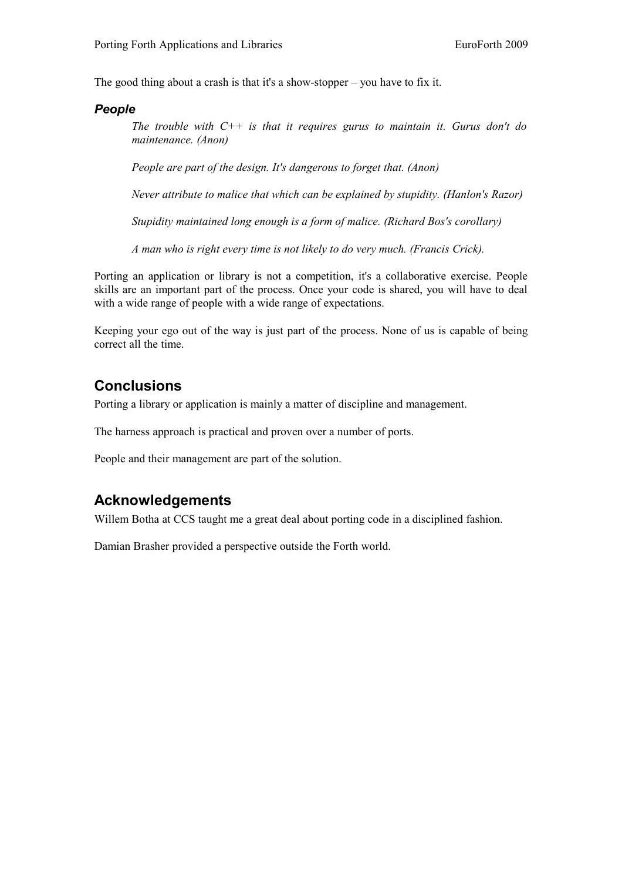The good thing about a crash is that it's a show-stopper – you have to fix it.

### *People*

> *The trouble with C++ is that it requires gurus to maintain it. Gurus don't do maintenance. (Anon)*
>
> *People are part of the design. It's dangerous to forget that. (Anon)*
>
> *Never attribute to malice that which can be explained by stupidity. (Hanlon's Razor)*
>
> *Stupidity maintained long enough is a form of malice. (Richard Bos's corollary)*
>
> *A man who is right every time is not likely to do very much. (Francis Crick).*

Porting an application or library is not a competition, it's a collaborative exercise. People skills are an important part of the process. Once your code is shared, you will have to deal with a wide range of people with a wide range of expectations.

Keeping your ego out of the way is just part of the process. None of us is capable of being correct all the time.

## Conclusions

Porting a library or application is mainly a matter of discipline and management.

The harness approach is practical and proven over a number of ports.

People and their management are part of the solution.

## Acknowledgements

Willem Botha at CCS taught me a great deal about porting code in a disciplined fashion.

Damian Brasher provided a perspective outside the Forth world.